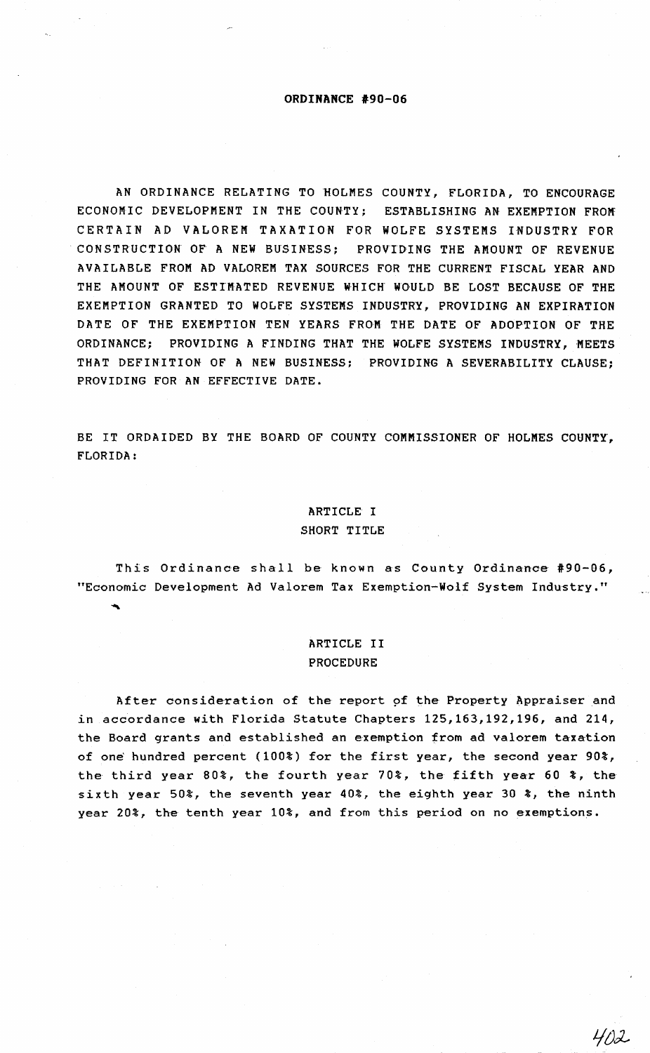# ORDINANCE #90-06

AN ORDINANCE RELATING TO HOLMES COUNTY, FLORIDA, TO ENCOURAGE ECONOMIC DEVELOPMENT IN THE COUNTY; ESTABLISHING AN EXEMPTION FROM CERTAIN AD VALOREM TAXATION FOR WOLFE SYSTEMS INDUSTRY FOR CONSTRUCTION OF A NEW BUSINESS; PROVIDING THE AMOUNT OF REVENUE AVAILABLE FROM AD VALOREM TAX SOURCES FOR THE CURRENT FISCAL YEAR AND THE AMOUNT OF ESTIMATED REVENUE WHICH WOULD BE LOST BECAUSE OF THE EXEMPTION GRANTED TO WOLFE SYSTEMS INDUSTRY, PROVIDING AN EXPIRATION DATE OF THE EXEMPTION TEN YEARS FROM THE DATE OF ADOPTION OF THE ORDINANCE; PROVIDING A FINDING THAT THE WOLFE SYSTEMS INDUSTRY, MEETS THAT DEFINITION OF A NEW BUSINESS; PROVIDING A SEVERABILITY CLAUSE; PROVIDING FOR AN EFFECTIVE DATE.

BE IT ORDAIDED BY THE BOARD OF COUNTY COMMISSIONER OF HOLMES COUNTY, FLORIDA:

## ARTICLE I
## SHORT TITLE

This Ordinance shall be known as County Ordinance #90-06, "Economic Development Ad Valorem Tax Exemption-Wolf System Industry."

## ARTICLE II
## PROCEDURE

After consideration of the report of the Property Appraiser and in accordance with Florida Statute Chapters 125,163,192,196, and 214, the Board grants and established an exemption from ad valorem taxation of one hundred percent (100%) for the first year, the second year 90%, the third year 80%, the fourth year 70%, the fifth year 60 %, the sixth year 50%, the seventh year 40%, the eighth year 30 %, the ninth year 20%, the tenth year 10%, and from this period on no exemptions.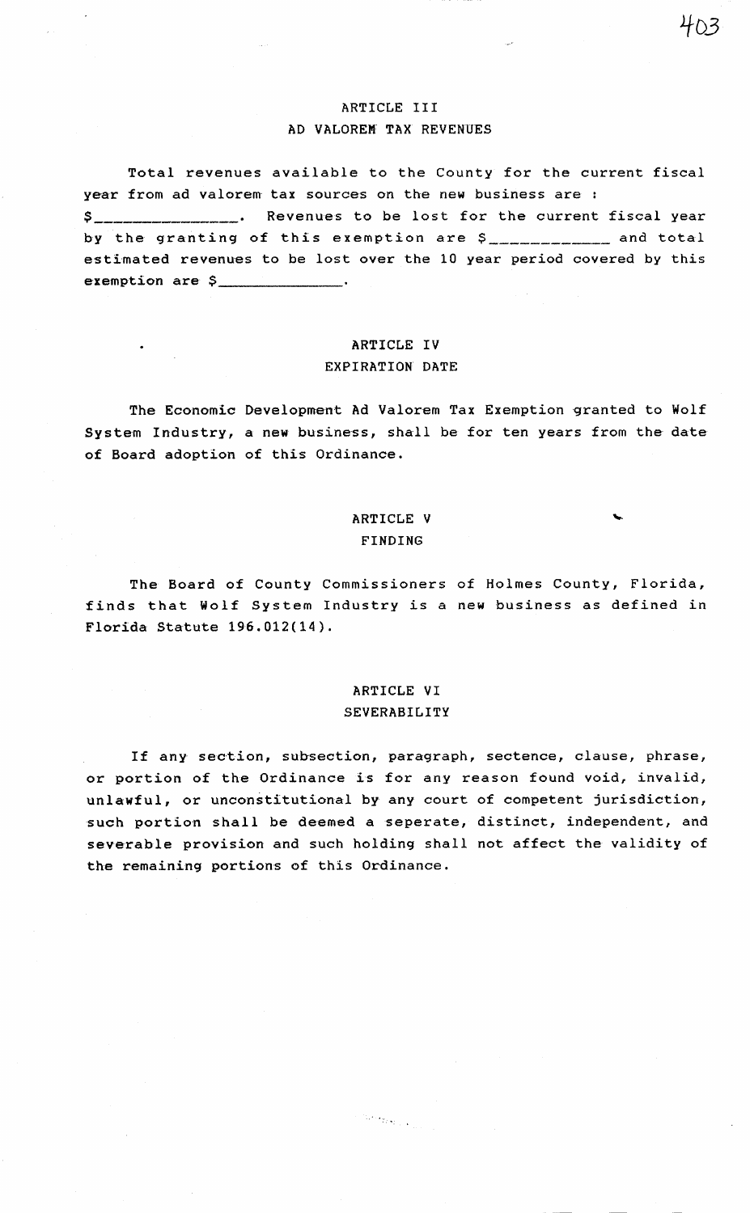## ARTICLE III
## AD VALOREM TAX REVENUES

Total revenues available to the County for the current fiscal year from ad valorem tax sources on the new business are : $_______________. Revenues to be lost for the current fiscal year by the granting of this exemption are $____________ and total estimated revenues to be lost over the 10 year period covered by this exemption are $______________.

## ARTICLE IV
## EXPIRATION DATE

The Economic Development Ad Valorem Tax Exemption granted to Wolf System Industry, a new business, shall be for ten years from the date of Board adoption of this Ordinance.

## ARTICLE V
## FINDING

The Board of County Commissioners of Holmes County, Florida, finds that Wolf System Industry is a new business as defined in Florida Statute 196.012(14).

## ARTICLE VI
## SEVERABILITY

If any section, subsection, paragraph, sectence, clause, phrase, or portion of the Ordinance is for any reason found void, invalid, unlawful, or unconstitutional by any court of competent jurisdiction, such portion shall be deemed a seperate, distinct, independent, and severable provision and such holding shall not affect the validity of the remaining portions of this Ordinance.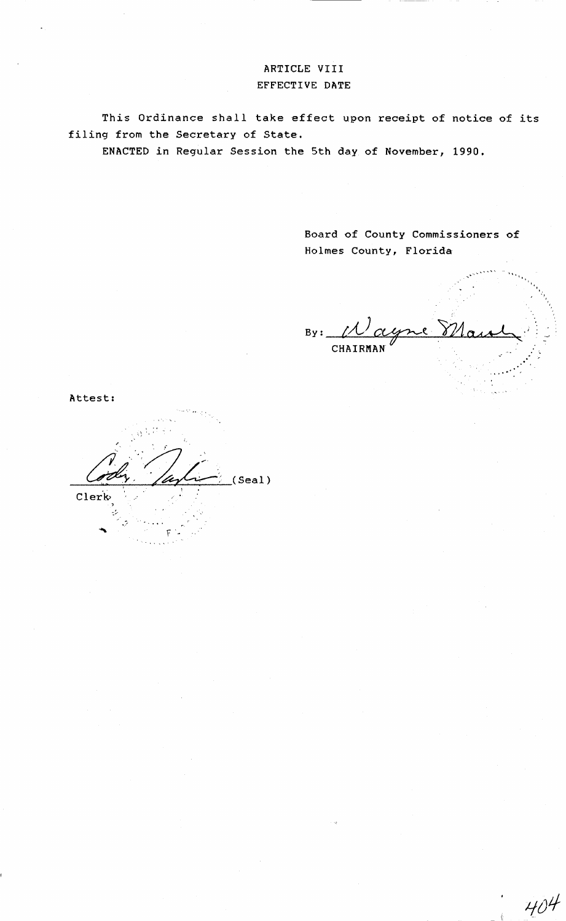# ARTICLE VIII
## EFFECTIVE DATE

This Ordinance shall take effect upon receipt of notice of its filing from the Secretary of State.

ENACTED in Regular Session the 5th day of November, 1990.

Board of County Commissioners of
Holmes County, Florida

By: Wayne Marsh
CHAIRMAN

Attest:

Cody Taylor (Seal)
Clerk